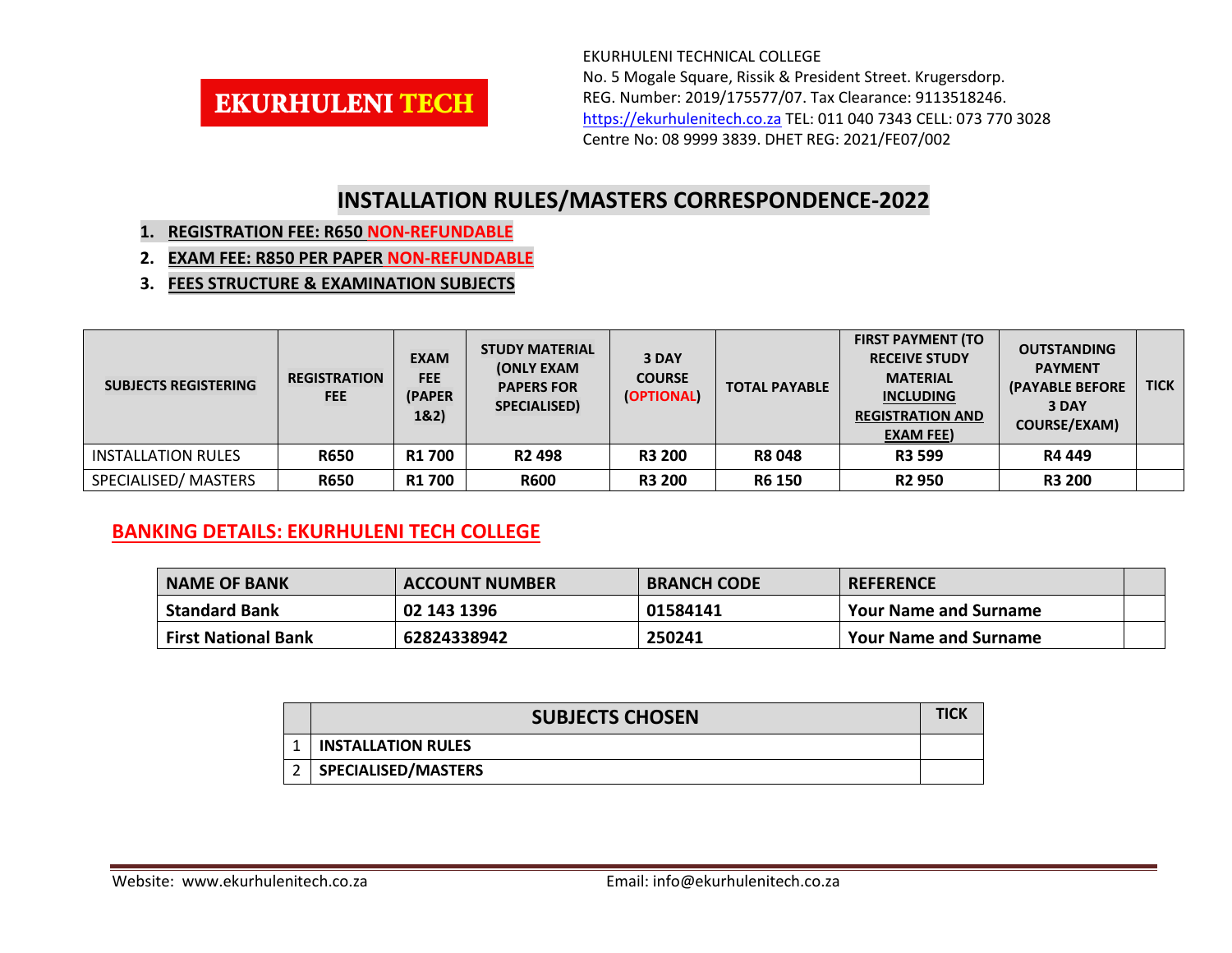**EKURHULENI TECH**

EKURHULENI TECHNICAL COLLEGE
No. 5 Mogale Square, Rissik & President Street. Krugersdorp.
REG. Number: 2019/175577/07. Tax Clearance: 9113518246.
https://ekurhulenitech.co.za TEL: 011 040 7343 CELL: 073 770 3028
Centre No: 08 9999 3839. DHET REG: 2021/FE07/002

# INSTALLATION RULES/MASTERS CORRESPONDENCE-2022

1. **REGISTRATION FEE: R650 NON-REFUNDABLE**
2. **EXAM FEE: R850 PER PAPER NON-REFUNDABLE**
3. **FEES STRUCTURE & EXAMINATION SUBJECTS**

| SUBJECTS REGISTERING | REGISTRATION FEE | EXAM FEE (PAPER 1&2) | STUDY MATERIAL (ONLY EXAM PAPERS FOR SPECIALISED) | 3 DAY COURSE (OPTIONAL) | TOTAL PAYABLE | FIRST PAYMENT (TO RECEIVE STUDY MATERIAL INCLUDING REGISTRATION AND EXAM FEE) | OUTSTANDING PAYMENT (PAYABLE BEFORE 3 DAY COURSE/EXAM) | TICK |
|---|---|---|---|---|---|---|---|---|
| INSTALLATION RULES | **R650** | **R1 700** | **R2 498** | **R3 200** | **R8 048** | **R3 599** | **R4 449** | |
| SPECIALISED/ MASTERS | **R650** | **R1 700** | **R600** | **R3 200** | **R6 150** | **R2 950** | **R3 200** | |

## BANKING DETAILS: EKURHULENI TECH COLLEGE

| NAME OF BANK | ACCOUNT NUMBER | BRANCH CODE | REFERENCE | |
|---|---|---|---|---|
| **Standard Bank** | **02 143 1396** | **01584141** | **Your Name and Surname** | |
| **First National Bank** | **62824338942** | **250241** | **Your Name and Surname** | |

| | SUBJECTS CHOSEN | TICK |
|---|---|---|
| 1 | **INSTALLATION RULES** | |
| 2 | **SPECIALISED/MASTERS** | |

Website: www.ekurhulenitech.co.za Email: info@ekurhulenitech.co.za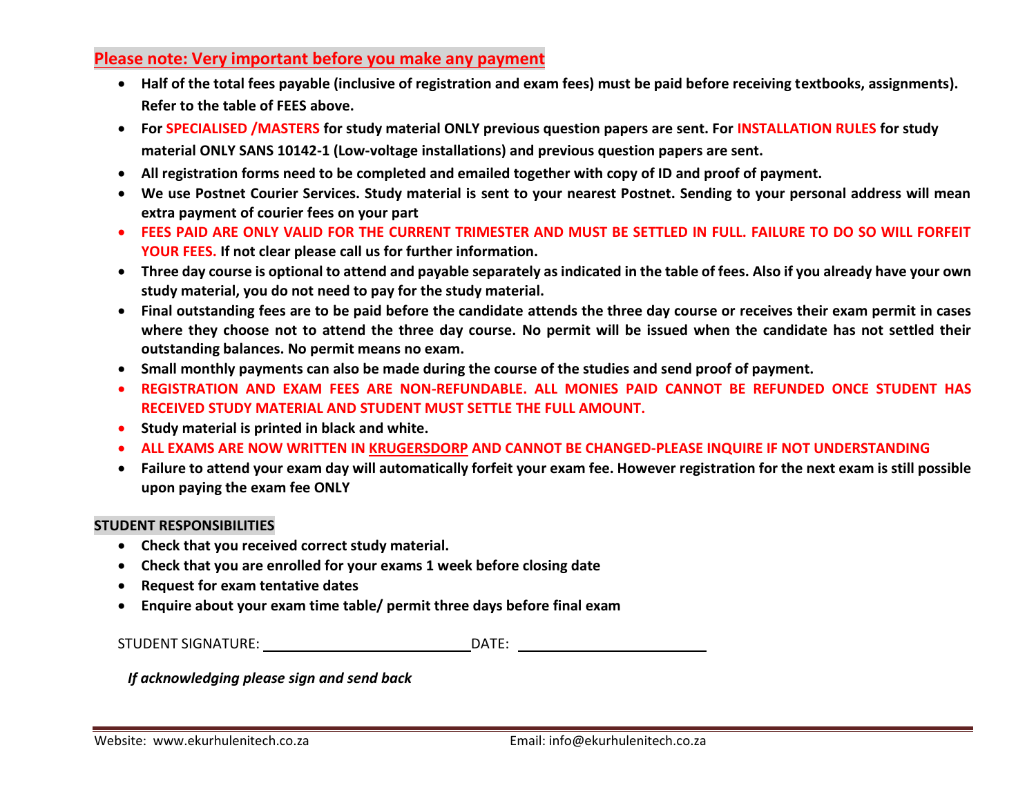## Please note: Very important before you make any payment

- **Half of the total fees payable (inclusive of registration and exam fees) must be paid before receiving textbooks, assignments). Refer to the table of FEES above.**
- **For SPECIALISED /MASTERS for study material ONLY previous question papers are sent. For INSTALLATION RULES for study material ONLY SANS 10142-1 (Low-voltage installations) and previous question papers are sent.**
- **All registration forms need to be completed and emailed together with copy of ID and proof of payment.**
- **We use Postnet Courier Services. Study material is sent to your nearest Postnet. Sending to your personal address will mean extra payment of courier fees on your part**
- **FEES PAID ARE ONLY VALID FOR THE CURRENT TRIMESTER AND MUST BE SETTLED IN FULL. FAILURE TO DO SO WILL FORFEIT YOUR FEES. If not clear please call us for further information.**
- **Three day course is optional to attend and payable separately as indicated in the table of fees. Also if you already have your own study material, you do not need to pay for the study material.**
- **Final outstanding fees are to be paid before the candidate attends the three day course or receives their exam permit in cases where they choose not to attend the three day course. No permit will be issued when the candidate has not settled their outstanding balances. No permit means no exam.**
- **Small monthly payments can also be made during the course of the studies and send proof of payment.**
- **REGISTRATION AND EXAM FEES ARE NON-REFUNDABLE. ALL MONIES PAID CANNOT BE REFUNDED ONCE STUDENT HAS RECEIVED STUDY MATERIAL AND STUDENT MUST SETTLE THE FULL AMOUNT.**
- **Study material is printed in black and white.**
- **ALL EXAMS ARE NOW WRITTEN IN KRUGERSDORP AND CANNOT BE CHANGED-PLEASE INQUIRE IF NOT UNDERSTANDING**
- **Failure to attend your exam day will automatically forfeit your exam fee. However registration for the next exam is still possible upon paying the exam fee ONLY**

**STUDENT RESPONSIBILITIES**

- **Check that you received correct study material.**
- **Check that you are enrolled for your exams 1 week before closing date**
- **Request for exam tentative dates**
- **Enquire about your exam time table/ permit three days before final exam**

STUDENT SIGNATURE: ____________________________ DATE: __________________________

***If acknowledging please sign and send back***

Website: www.ekurhulenitech.co.za Email: info@ekurhulenitech.co.za